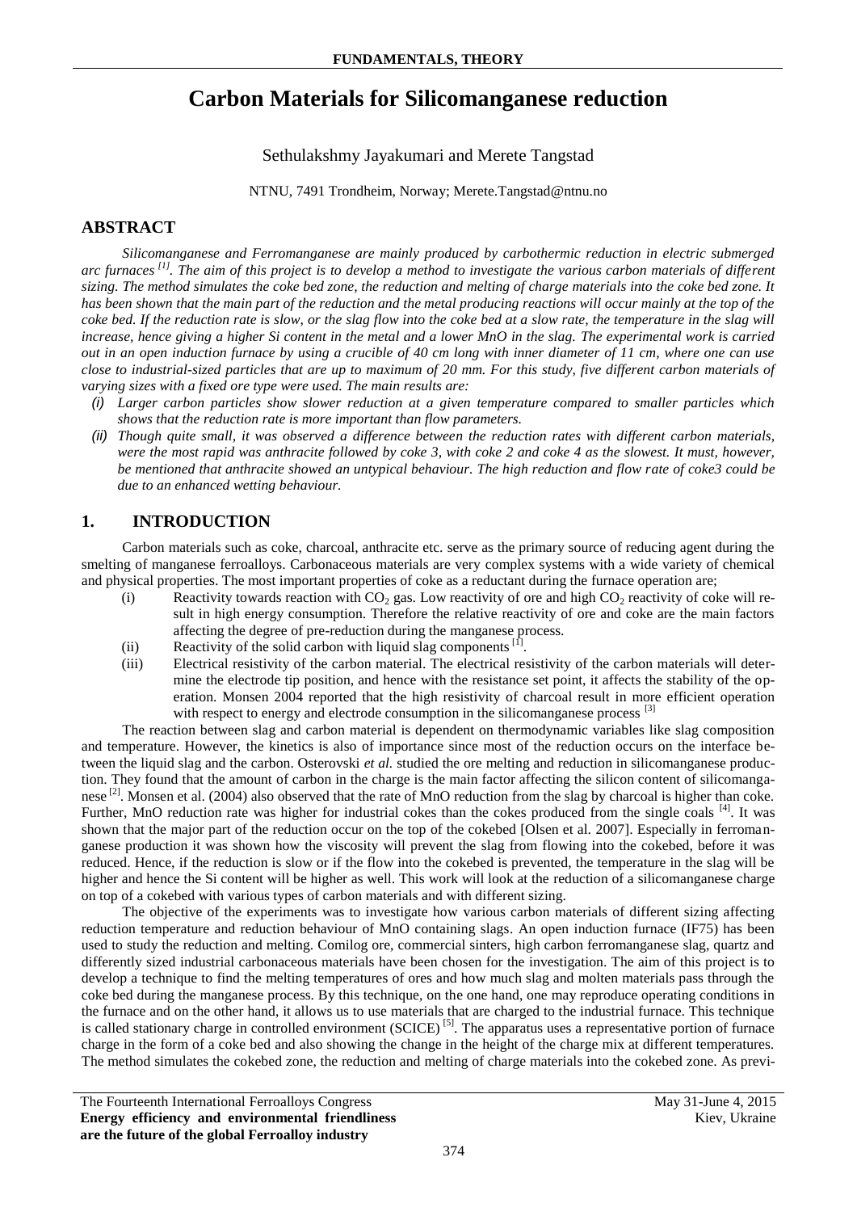# Carbon Materials for Silicomanganese reduction

Sethulakshmy Jayakumari and Merete Tangstad

NTNU, 7491 Trondheim, Norway; Merete.Tangstad@ntnu.no

## ABSTRACT

*Silicomanganese and Ferromanganese are mainly produced by carbothermic reduction in electric submerged arc furnaces [1]. The aim of this project is to develop a method to investigate the various carbon materials of different sizing. The method simulates the coke bed zone, the reduction and melting of charge materials into the coke bed zone. It has been shown that the main part of the reduction and the metal producing reactions will occur mainly at the top of the coke bed. If the reduction rate is slow, or the slag flow into the coke bed at a slow rate, the temperature in the slag will increase, hence giving a higher Si content in the metal and a lower MnO in the slag. The experimental work is carried out in an open induction furnace by using a crucible of 40 cm long with inner diameter of 11 cm, where one can use close to industrial-sized particles that are up to maximum of 20 mm. For this study, five different carbon materials of varying sizes with a fixed ore type were used. The main results are:*

*(i) Larger carbon particles show slower reduction at a given temperature compared to smaller particles which shows that the reduction rate is more important than flow parameters.*

*(ii) Though quite small, it was observed a difference between the reduction rates with different carbon materials, were the most rapid was anthracite followed by coke 3, with coke 2 and coke 4 as the slowest. It must, however, be mentioned that anthracite showed an untypical behaviour. The high reduction and flow rate of coke3 could be due to an enhanced wetting behaviour.*

## 1. INTRODUCTION

Carbon materials such as coke, charcoal, anthracite etc. serve as the primary source of reducing agent during the smelting of manganese ferroalloys. Carbonaceous materials are very complex systems with a wide variety of chemical and physical properties. The most important properties of coke as a reductant during the furnace operation are;

(i) Reactivity towards reaction with $CO_2$ gas. Low reactivity of ore and high $CO_2$ reactivity of coke will result in high energy consumption. Therefore the relative reactivity of ore and coke are the main factors affecting the degree of pre-reduction during the manganese process.

(ii) Reactivity of the solid carbon with liquid slag components [1].

(iii) Electrical resistivity of the carbon material. The electrical resistivity of the carbon materials will determine the electrode tip position, and hence with the resistance set point, it affects the stability of the operation. Monsen 2004 reported that the high resistivity of charcoal result in more efficient operation with respect to energy and electrode consumption in the silicomanganese process [3]

The reaction between slag and carbon material is dependent on thermodynamic variables like slag composition and temperature. However, the kinetics is also of importance since most of the reduction occurs on the interface between the liquid slag and the carbon. Osterovski *et al.* studied the ore melting and reduction in silicomanganese production. They found that the amount of carbon in the charge is the main factor affecting the silicon content of silicomanganese [2]. Monsen et al. (2004) also observed that the rate of MnO reduction from the slag by charcoal is higher than coke. Further, MnO reduction rate was higher for industrial cokes than the cokes produced from the single coals [4]. It was shown that the major part of the reduction occur on the top of the cokebed [Olsen et al. 2007]. Especially in ferromanganese production it was shown how the viscosity will prevent the slag from flowing into the cokebed, before it was reduced. Hence, if the reduction is slow or if the flow into the cokebed is prevented, the temperature in the slag will be higher and hence the Si content will be higher as well. This work will look at the reduction of a silicomanganese charge on top of a cokebed with various types of carbon materials and with different sizing.

The objective of the experiments was to investigate how various carbon materials of different sizing affecting reduction temperature and reduction behaviour of MnO containing slags. An open induction furnace (IF75) has been used to study the reduction and melting. Comilog ore, commercial sinters, high carbon ferromanganese slag, quartz and differently sized industrial carbonaceous materials have been chosen for the investigation. The aim of this project is to develop a technique to find the melting temperatures of ores and how much slag and molten materials pass through the coke bed during the manganese process. By this technique, on the one hand, one may reproduce operating conditions in the furnace and on the other hand, it allows us to use materials that are charged to the industrial furnace. This technique is called stationary charge in controlled environment (SCICE) [5]. The apparatus uses a representative portion of furnace charge in the form of a coke bed and also showing the change in the height of the charge mix at different temperatures. The method simulates the cokebed zone, the reduction and melting of charge materials into the cokebed zone. As previ-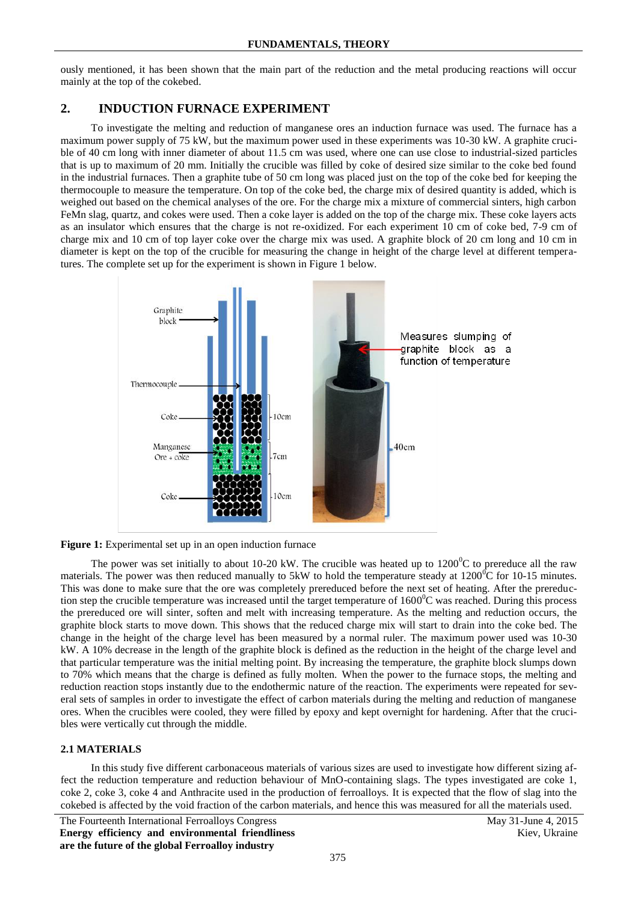ously mentioned, it has been shown that the main part of the reduction and the metal producing reactions will occur mainly at the top of the cokebed.

## 2. INDUCTION FURNACE EXPERIMENT

To investigate the melting and reduction of manganese ores an induction furnace was used. The furnace has a maximum power supply of 75 kW, but the maximum power used in these experiments was 10-30 kW. A graphite crucible of 40 cm long with inner diameter of about 11.5 cm was used, where one can use close to industrial-sized particles that is up to maximum of 20 mm. Initially the crucible was filled by coke of desired size similar to the coke bed found in the industrial furnaces. Then a graphite tube of 50 cm long was placed just on the top of the coke bed for keeping the thermocouple to measure the temperature. On top of the coke bed, the charge mix of desired quantity is added, which is weighed out based on the chemical analyses of the ore. For the charge mix a mixture of commercial sinters, high carbon FeMn slag, quartz, and cokes were used. Then a coke layer is added on the top of the charge mix. These coke layers acts as an insulator which ensures that the charge is not re-oxidized. For each experiment 10 cm of coke bed, 7-9 cm of charge mix and 10 cm of top layer coke over the charge mix was used. A graphite block of 20 cm long and 10 cm in diameter is kept on the top of the crucible for measuring the change in height of the charge level at different temperatures. The complete set up for the experiment is shown in Figure 1 below.

**Figure 1:** Experimental set up in an open induction furnace

The power was set initially to about 10-20 kW. The crucible was heated up to $1200^0$C to prereduce all the raw materials. The power was then reduced manually to 5kW to hold the temperature steady at $1200^0$C for 10-15 minutes. This was done to make sure that the ore was completely prereduced before the next set of heating. After the prereduction step the crucible temperature was increased until the target temperature of $1600^0$C was reached. During this process the prereduced ore will sinter, soften and melt with increasing temperature. As the melting and reduction occurs, the graphite block starts to move down. This shows that the reduced charge mix will start to drain into the coke bed. The change in the height of the charge level has been measured by a normal ruler. The maximum power used was 10-30 kW. A 10% decrease in the length of the graphite block is defined as the reduction in the height of the charge level and that particular temperature was the initial melting point. By increasing the temperature, the graphite block slumps down to 70% which means that the charge is defined as fully molten. When the power to the furnace stops, the melting and reduction reaction stops instantly due to the endothermic nature of the reaction. The experiments were repeated for several sets of samples in order to investigate the effect of carbon materials during the melting and reduction of manganese ores. When the crucibles were cooled, they were filled by epoxy and kept overnight for hardening. After that the crucibles were vertically cut through the middle.

### 2.1 MATERIALS

In this study five different carbonaceous materials of various sizes are used to investigate how different sizing affect the reduction temperature and reduction behaviour of MnO-containing slags. The types investigated are coke 1, coke 2, coke 3, coke 4 and Anthracite used in the production of ferroalloys. It is expected that the flow of slag into the cokebed is affected by the void fraction of the carbon materials, and hence this was measured for all the materials used.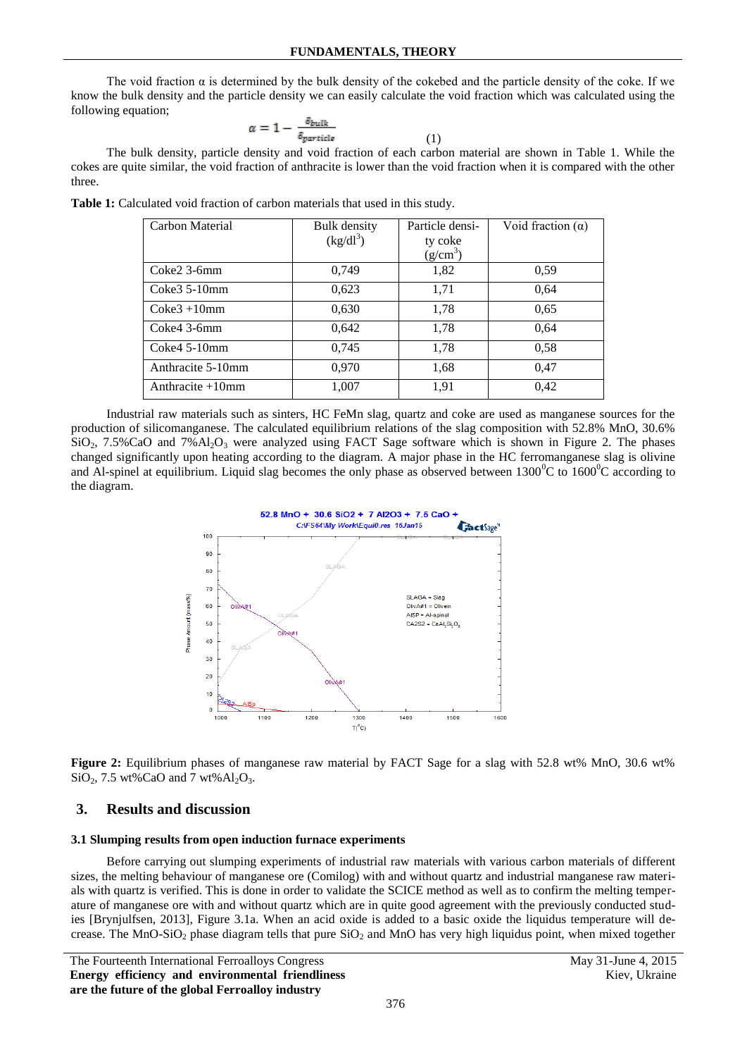The void fraction α is determined by the bulk density of the cokebed and the particle density of the coke. If we know the bulk density and the particle density we can easily calculate the void fraction which was calculated using the following equation;

$$\alpha = 1 - \frac{\delta_{bulk}}{\delta_{particle}} \quad (1)$$

The bulk density, particle density and void fraction of each carbon material are shown in Table 1. While the cokes are quite similar, the void fraction of anthracite is lower than the void fraction when it is compared with the other three.

**Table 1:** Calculated void fraction of carbon materials that used in this study.

| Carbon Material | Bulk density (kg/dl$^3$) | Particle density coke (g/cm$^3$) | Void fraction (α) |
|---|---|---|---|
| Coke2 3-6mm | 0,749 | 1,82 | 0,59 |
| Coke3 5-10mm | 0,623 | 1,71 | 0,64 |
| Coke3 +10mm | 0,630 | 1,78 | 0,65 |
| Coke4 3-6mm | 0,642 | 1,78 | 0,64 |
| Coke4 5-10mm | 0,745 | 1,78 | 0,58 |
| Anthracite 5-10mm | 0,970 | 1,68 | 0,47 |
| Anthracite +10mm | 1,007 | 1,91 | 0,42 |

Industrial raw materials such as sinters, HC FeMn slag, quartz and coke are used as manganese sources for the production of silicomanganese. The calculated equilibrium relations of the slag composition with 52.8% MnO, 30.6% $SiO_2$, 7.5%CaO and 7%$Al_2O_3$ were analyzed using FACT Sage software which is shown in Figure 2. The phases changed significantly upon heating according to the diagram. A major phase in the HC ferromanganese slag is olivine and Al-spinel at equilibrium. Liquid slag becomes the only phase as observed between 1300$^0$C to 1600$^0$C according to the diagram.

**Figure 2:** Equilibrium phases of manganese raw material by FACT Sage for a slag with 52.8 wt% MnO, 30.6 wt% $SiO_2$, 7.5 wt%CaO and 7 wt%$Al_2O_3$.

## 3. Results and discussion

### 3.1 Slumping results from open induction furnace experiments

Before carrying out slumping experiments of industrial raw materials with various carbon materials of different sizes, the melting behaviour of manganese ore (Comilog) with and without quartz and industrial manganese raw materials with quartz is verified. This is done in order to validate the SCICE method as well as to confirm the melting temperature of manganese ore with and without quartz which are in quite good agreement with the previously conducted studies [Brynjulfsen, 2013], Figure 3.1a. When an acid oxide is added to a basic oxide the liquidus temperature will decrease. The MnO-$SiO_2$ phase diagram tells that pure $SiO_2$ and MnO has very high liquidus point, when mixed together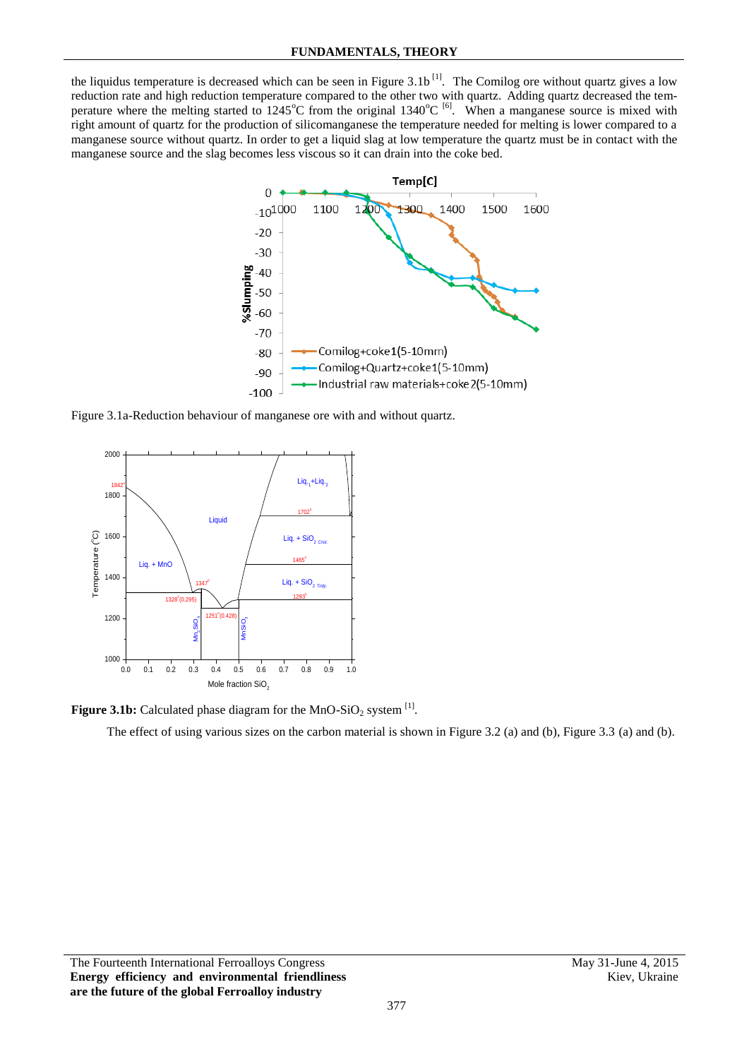the liquidus temperature is decreased which can be seen in Figure 3.1b [1]. The Comilog ore without quartz gives a low reduction rate and high reduction temperature compared to the other two with quartz. Adding quartz decreased the temperature where the melting started to 1245°C from the original 1340°C [6]. When a manganese source is mixed with right amount of quartz for the production of silicomanganese the temperature needed for melting is lower compared to a manganese source without quartz. In order to get a liquid slag at low temperature the quartz must be in contact with the manganese source and the slag becomes less viscous so it can drain into the coke bed.

Figure 3.1a-Reduction behaviour of manganese ore with and without quartz.

**Figure 3.1b:** Calculated phase diagram for the $MnO$-$SiO_2$ system [1].

The effect of using various sizes on the carbon material is shown in Figure 3.2 (a) and (b), Figure 3.3 (a) and (b).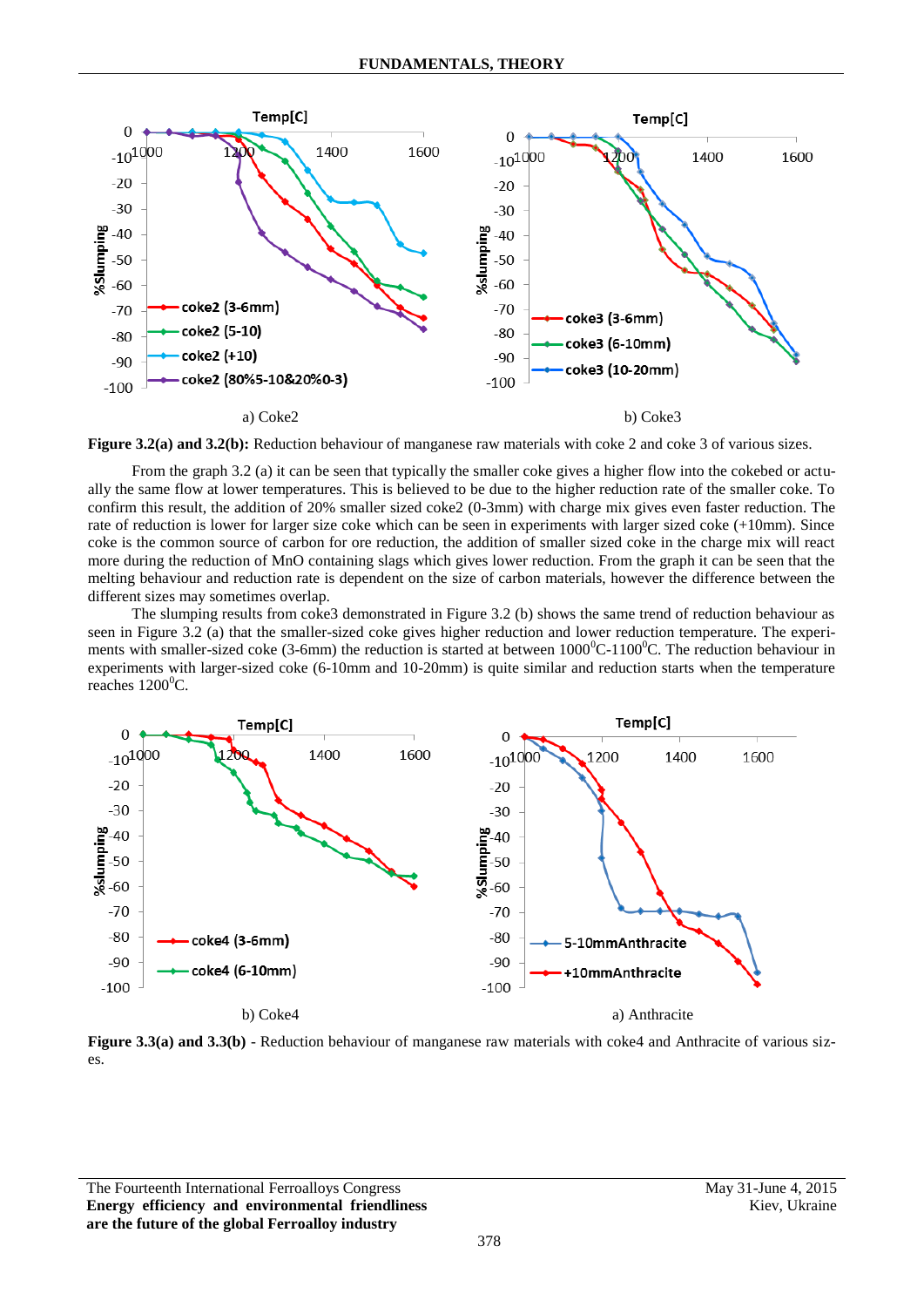a) Coke2

b) Coke3

**Figure 3.2(a) and 3.2(b):** Reduction behaviour of manganese raw materials with coke 2 and coke 3 of various sizes.

From the graph 3.2 (a) it can be seen that typically the smaller coke gives a higher flow into the cokebed or actually the same flow at lower temperatures. This is believed to be due to the higher reduction rate of the smaller coke. To confirm this result, the addition of 20% smaller sized coke2 (0-3mm) with charge mix gives even faster reduction. The rate of reduction is lower for larger size coke which can be seen in experiments with larger sized coke (+10mm). Since coke is the common source of carbon for ore reduction, the addition of smaller sized coke in the charge mix will react more during the reduction of MnO containing slags which gives lower reduction. From the graph it can be seen that the melting behaviour and reduction rate is dependent on the size of carbon materials, however the difference between the different sizes may sometimes overlap.

The slumping results from coke3 demonstrated in Figure 3.2 (b) shows the same trend of reduction behaviour as seen in Figure 3.2 (a) that the smaller-sized coke gives higher reduction and lower reduction temperature. The experiments with smaller-sized coke (3-6mm) the reduction is started at between 1000$^0$C-1100$^0$C. The reduction behaviour in experiments with larger-sized coke (6-10mm and 10-20mm) is quite similar and reduction starts when the temperature reaches 1200$^0$C.

b) Coke4

a) Anthracite

**Figure 3.3(a) and 3.3(b)** - Reduction behaviour of manganese raw materials with coke4 and Anthracite of various sizes.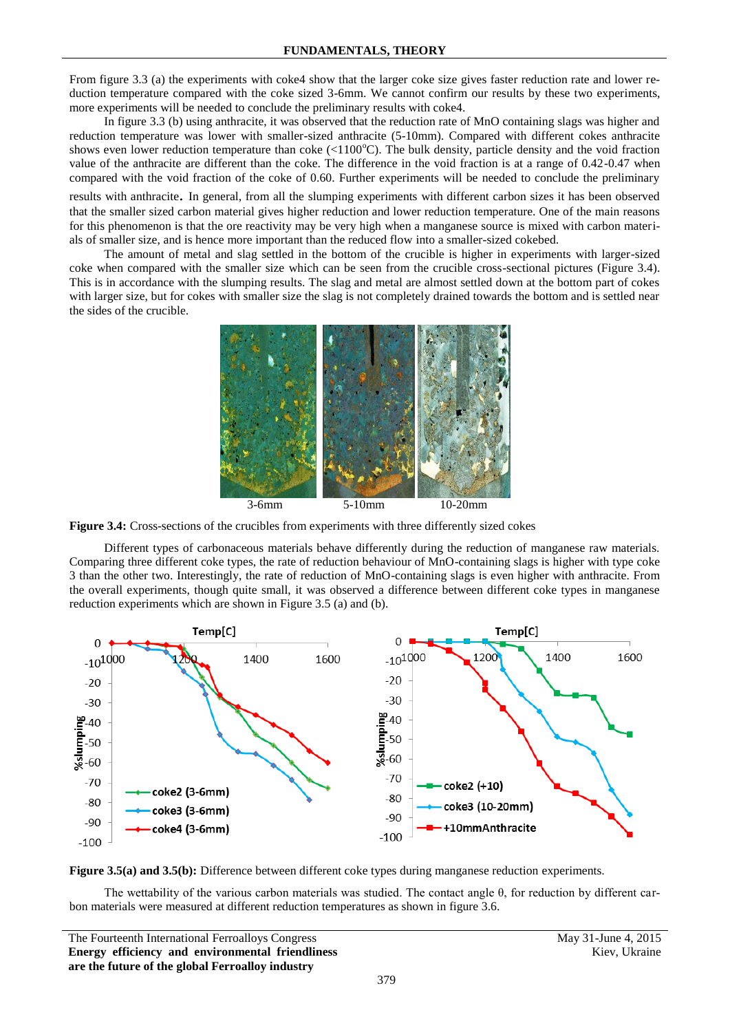From figure 3.3 (a) the experiments with coke4 show that the larger coke size gives faster reduction rate and lower reduction temperature compared with the coke sized 3-6mm. We cannot confirm our results by these two experiments, more experiments will be needed to conclude the preliminary results with coke4.

In figure 3.3 (b) using anthracite, it was observed that the reduction rate of MnO containing slags was higher and reduction temperature was lower with smaller-sized anthracite (5-10mm). Compared with different cokes anthracite shows even lower reduction temperature than coke (<1100°C). The bulk density, particle density and the void fraction value of the anthracite are different than the coke. The difference in the void fraction is at a range of 0.42-0.47 when compared with the void fraction of the coke of 0.60. Further experiments will be needed to conclude the preliminary results with anthracite. In general, from all the slumping experiments with different carbon sizes it has been observed that the smaller sized carbon material gives higher reduction and lower reduction temperature. One of the main reasons for this phenomenon is that the ore reactivity may be very high when a manganese source is mixed with carbon materials of smaller size, and is hence more important than the reduced flow into a smaller-sized cokebed.

The amount of metal and slag settled in the bottom of the crucible is higher in experiments with larger-sized coke when compared with the smaller size which can be seen from the crucible cross-sectional pictures (Figure 3.4). This is in accordance with the slumping results. The slag and metal are almost settled down at the bottom part of cokes with larger size, but for cokes with smaller size the slag is not completely drained towards the bottom and is settled near the sides of the crucible.

3-6mm 5-10mm 10-20mm

**Figure 3.4:** Cross-sections of the crucibles from experiments with three differently sized cokes

Different types of carbonaceous materials behave differently during the reduction of manganese raw materials. Comparing three different coke types, the rate of reduction behaviour of MnO-containing slags is higher with type coke 3 than the other two. Interestingly, the rate of reduction of MnO-containing slags is even higher with anthracite. From the overall experiments, though quite small, it was observed a difference between different coke types in manganese reduction experiments which are shown in Figure 3.5 (a) and (b).

**Figure 3.5(a) and 3.5(b):** Difference between different coke types during manganese reduction experiments.

The wettability of the various carbon materials was studied. The contact angle θ, for reduction by different carbon materials were measured at different reduction temperatures as shown in figure 3.6.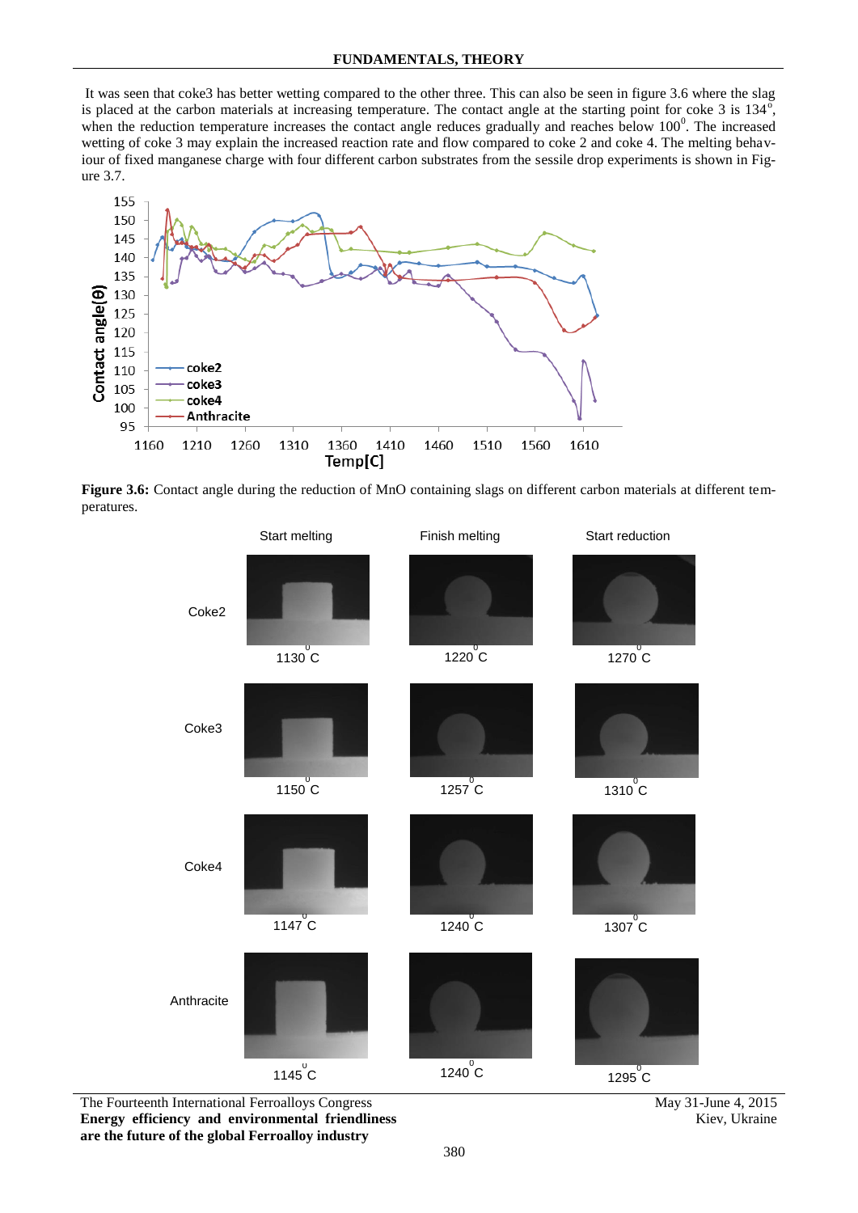It was seen that coke3 has better wetting compared to the other three. This can also be seen in figure 3.6 where the slag is placed at the carbon materials at increasing temperature. The contact angle at the starting point for coke 3 is $134^0$, when the reduction temperature increases the contact angle reduces gradually and reaches below $100^0$. The increased wetting of coke 3 may explain the increased reaction rate and flow compared to coke 2 and coke 4. The melting behaviour of fixed manganese charge with four different carbon substrates from the sessile drop experiments is shown in Figure 3.7.

**Figure 3.6:** Contact angle during the reduction of MnO containing slags on different carbon materials at different temperatures.

| | Start melting | Finish melting | Start reduction |
|---|---|---|---|
| Coke2 | 1130 $^0$C | 1220 $^0$C | 1270 $^0$C |
| Coke3 | 1150 $^0$C | 1257 $^0$C | 1310 $^0$C |
| Coke4 | 1147 $^0$C | 1240 $^0$C | 1307 $^0$C |
| Anthracite | 1145 $^0$C | 1240 $^0$C | 1295 $^0$C |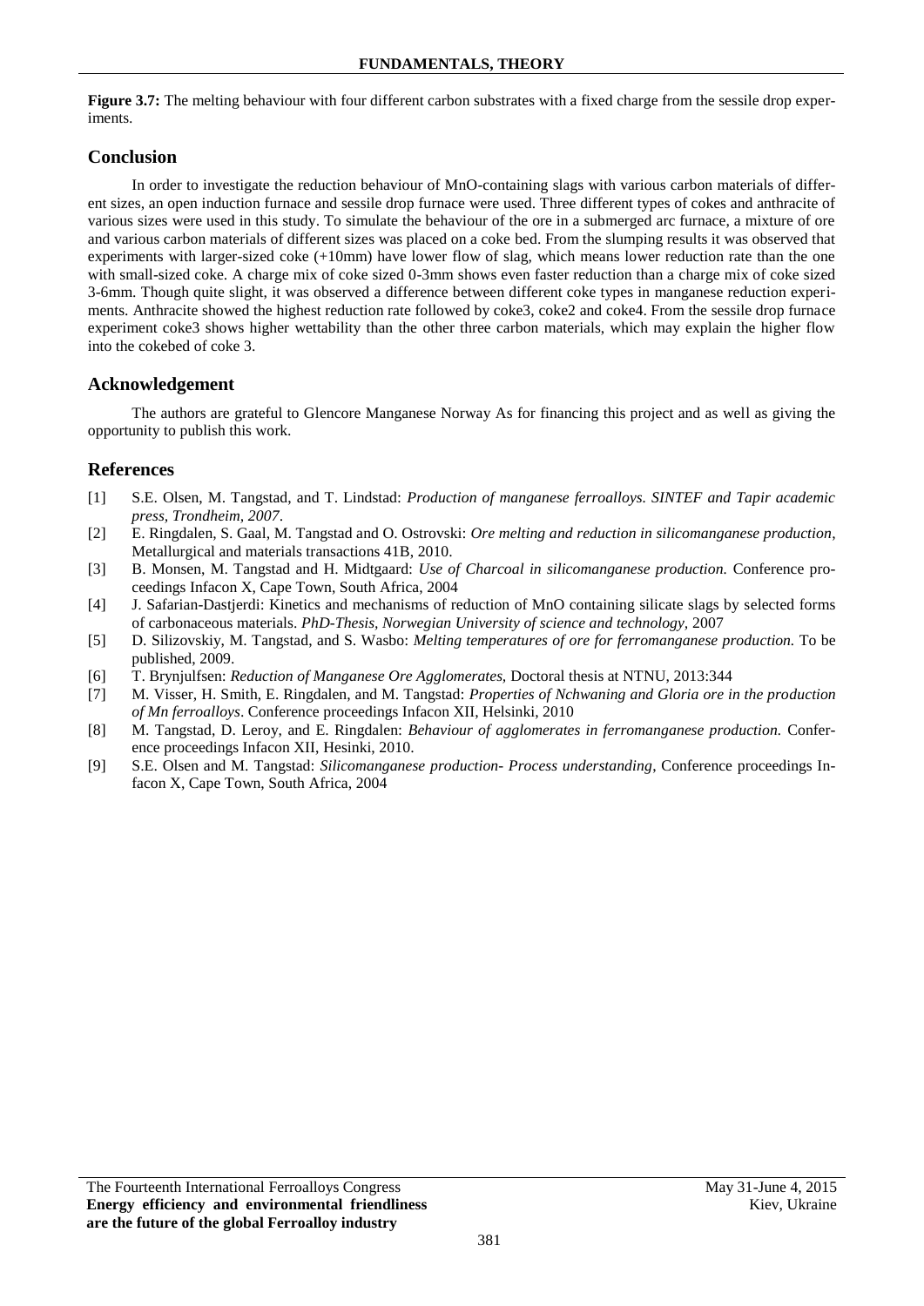**Figure 3.7:** The melting behaviour with four different carbon substrates with a fixed charge from the sessile drop experiments.

## Conclusion

In order to investigate the reduction behaviour of MnO-containing slags with various carbon materials of different sizes, an open induction furnace and sessile drop furnace were used. Three different types of cokes and anthracite of various sizes were used in this study. To simulate the behaviour of the ore in a submerged arc furnace, a mixture of ore and various carbon materials of different sizes was placed on a coke bed. From the slumping results it was observed that experiments with larger-sized coke (+10mm) have lower flow of slag, which means lower reduction rate than the one with small-sized coke. A charge mix of coke sized 0-3mm shows even faster reduction than a charge mix of coke sized 3-6mm. Though quite slight, it was observed a difference between different coke types in manganese reduction experiments. Anthracite showed the highest reduction rate followed by coke3, coke2 and coke4. From the sessile drop furnace experiment coke3 shows higher wettability than the other three carbon materials, which may explain the higher flow into the cokebed of coke 3.

## Acknowledgement

The authors are grateful to Glencore Manganese Norway As for financing this project and as well as giving the opportunity to publish this work.

## References

[1] S.E. Olsen, M. Tangstad, and T. Lindstad: *Production of manganese ferroalloys. SINTEF and Tapir academic press, Trondheim, 2007*.

[2] E. Ringdalen, S. Gaal, M. Tangstad and O. Ostrovski: *Ore melting and reduction in silicomanganese production*, Metallurgical and materials transactions 41B, 2010.

[3] B. Monsen, M. Tangstad and H. Midtgaard: *Use of Charcoal in silicomanganese production.* Conference proceedings Infacon X, Cape Town, South Africa, 2004

[4] J. Safarian-Dastjerdi: Kinetics and mechanisms of reduction of MnO containing silicate slags by selected forms of carbonaceous materials. *PhD-Thesis, Norwegian University of science and technology,* 2007

[5] D. Silizovskiy, M. Tangstad, and S. Wasbo: *Melting temperatures of ore for ferromanganese production.* To be published, 2009.

[6] T. Brynjulfsen: *Reduction of Manganese Ore Agglomerates,* Doctoral thesis at NTNU, 2013:344

[7] M. Visser, H. Smith, E. Ringdalen, and M. Tangstad: *Properties of Nchwaning and Gloria ore in the production of Mn ferroalloys*. Conference proceedings Infacon XII, Helsinki, 2010

[8] M. Tangstad, D. Leroy, and E. Ringdalen: *Behaviour of agglomerates in ferromanganese production.* Conference proceedings Infacon XII, Hesinki, 2010.

[9] S.E. Olsen and M. Tangstad: *Silicomanganese production- Process understanding*, Conference proceedings Infacon X, Cape Town, South Africa, 2004